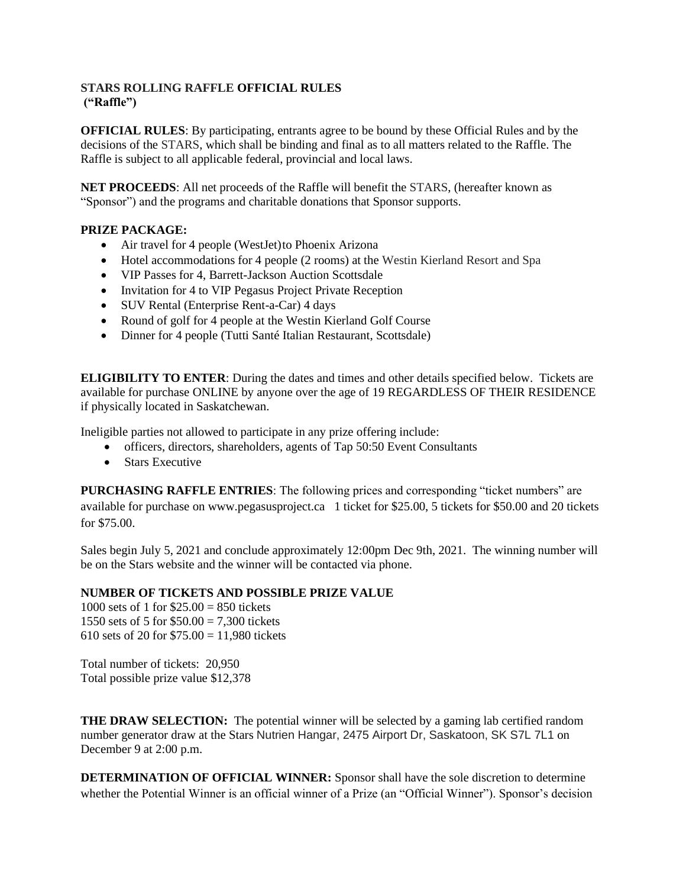**STARS ROLLING RAFFLE OFFICIAL RULES**
**("Raffle")**

**OFFICIAL RULES**: By participating, entrants agree to be bound by these Official Rules and by the decisions of the STARS, which shall be binding and final as to all matters related to the Raffle. The Raffle is subject to all applicable federal, provincial and local laws.

**NET PROCEEDS**: All net proceeds of the Raffle will benefit the STARS, (hereafter known as "Sponsor") and the programs and charitable donations that Sponsor supports.

**PRIZE PACKAGE:**

- Air travel for 4 people (WestJet)to Phoenix Arizona
- Hotel accommodations for 4 people (2 rooms) at the Westin Kierland Resort and Spa
- VIP Passes for 4, Barrett-Jackson Auction Scottsdale
- Invitation for 4 to VIP Pegasus Project Private Reception
- SUV Rental (Enterprise Rent-a-Car) 4 days
- Round of golf for 4 people at the Westin Kierland Golf Course
- Dinner for 4 people (Tutti Santé Italian Restaurant, Scottsdale)

**ELIGIBILITY TO ENTER**: During the dates and times and other details specified below. Tickets are available for purchase ONLINE by anyone over the age of 19 REGARDLESS OF THEIR RESIDENCE if physically located in Saskatchewan.

Ineligible parties not allowed to participate in any prize offering include:

- officers, directors, shareholders, agents of Tap 50:50 Event Consultants
- Stars Executive

**PURCHASING RAFFLE ENTRIES**: The following prices and corresponding "ticket numbers" are available for purchase on www.pegasusproject.ca 1 ticket for $25.00, 5 tickets for $50.00 and 20 tickets for $75.00.

Sales begin July 5, 2021 and conclude approximately 12:00pm Dec 9th, 2021. The winning number will be on the Stars website and the winner will be contacted via phone.

**NUMBER OF TICKETS AND POSSIBLE PRIZE VALUE**

1000 sets of 1 for $25.00 = 850 tickets
1550 sets of 5 for $50.00 = 7,300 tickets
610 sets of 20 for $75.00 = 11,980 tickets

Total number of tickets: 20,950
Total possible prize value $12,378

**THE DRAW SELECTION:** The potential winner will be selected by a gaming lab certified random number generator draw at the Stars Nutrien Hangar, 2475 Airport Dr, Saskatoon, SK S7L 7L1 on December 9 at 2:00 p.m.

**DETERMINATION OF OFFICIAL WINNER:** Sponsor shall have the sole discretion to determine whether the Potential Winner is an official winner of a Prize (an "Official Winner"). Sponsor's decision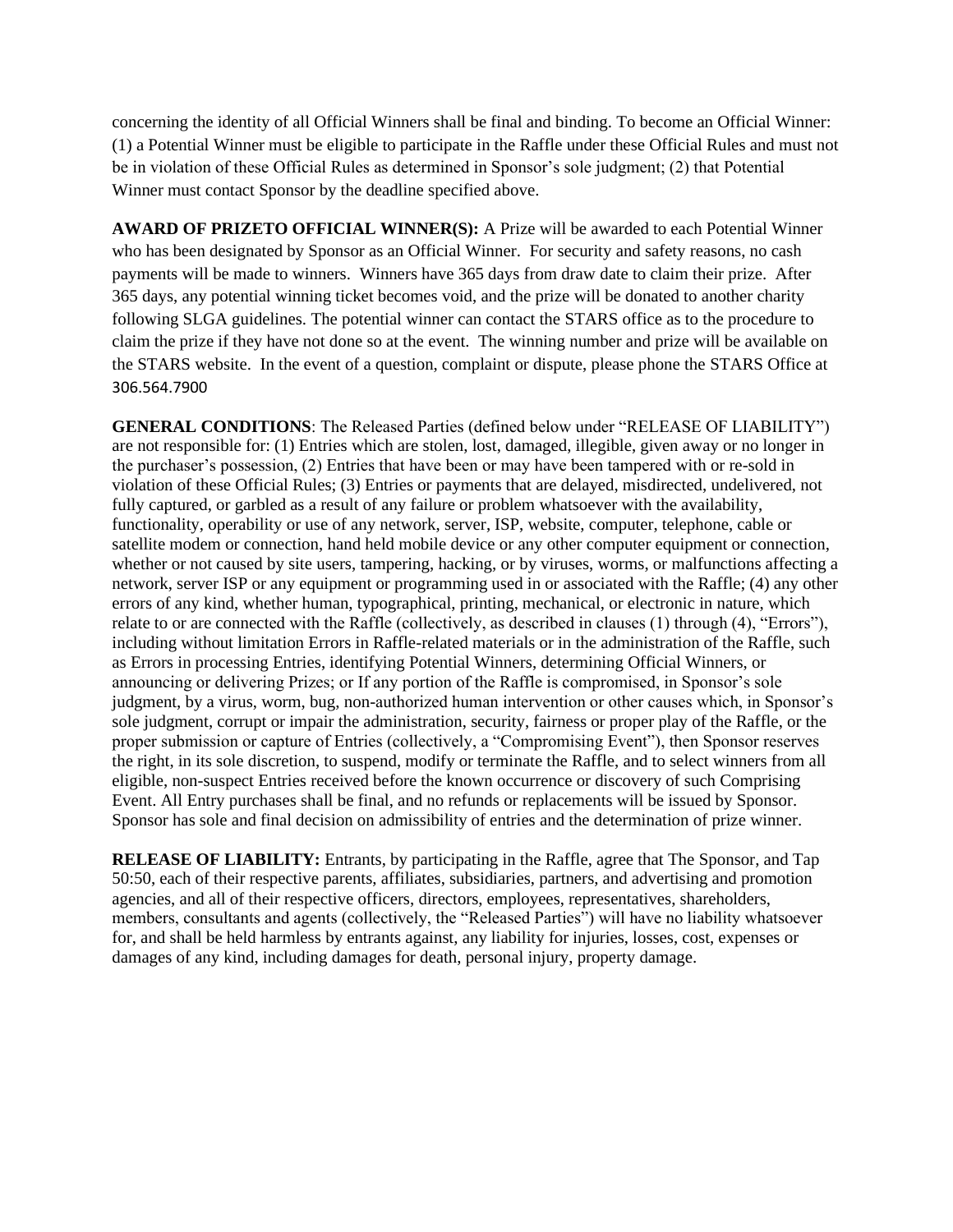concerning the identity of all Official Winners shall be final and binding. To become an Official Winner: (1) a Potential Winner must be eligible to participate in the Raffle under these Official Rules and must not be in violation of these Official Rules as determined in Sponsor's sole judgment; (2) that Potential Winner must contact Sponsor by the deadline specified above.

**AWARD OF PRIZETO OFFICIAL WINNER(S):** A Prize will be awarded to each Potential Winner who has been designated by Sponsor as an Official Winner. For security and safety reasons, no cash payments will be made to winners. Winners have 365 days from draw date to claim their prize. After 365 days, any potential winning ticket becomes void, and the prize will be donated to another charity following SLGA guidelines. The potential winner can contact the STARS office as to the procedure to claim the prize if they have not done so at the event. The winning number and prize will be available on the STARS website. In the event of a question, complaint or dispute, please phone the STARS Office at 306.564.7900

**GENERAL CONDITIONS**: The Released Parties (defined below under "RELEASE OF LIABILITY") are not responsible for: (1) Entries which are stolen, lost, damaged, illegible, given away or no longer in the purchaser's possession, (2) Entries that have been or may have been tampered with or re-sold in violation of these Official Rules; (3) Entries or payments that are delayed, misdirected, undelivered, not fully captured, or garbled as a result of any failure or problem whatsoever with the availability, functionality, operability or use of any network, server, ISP, website, computer, telephone, cable or satellite modem or connection, hand held mobile device or any other computer equipment or connection, whether or not caused by site users, tampering, hacking, or by viruses, worms, or malfunctions affecting a network, server ISP or any equipment or programming used in or associated with the Raffle; (4) any other errors of any kind, whether human, typographical, printing, mechanical, or electronic in nature, which relate to or are connected with the Raffle (collectively, as described in clauses (1) through (4), "Errors"), including without limitation Errors in Raffle-related materials or in the administration of the Raffle, such as Errors in processing Entries, identifying Potential Winners, determining Official Winners, or announcing or delivering Prizes; or If any portion of the Raffle is compromised, in Sponsor's sole judgment, by a virus, worm, bug, non-authorized human intervention or other causes which, in Sponsor's sole judgment, corrupt or impair the administration, security, fairness or proper play of the Raffle, or the proper submission or capture of Entries (collectively, a "Compromising Event"), then Sponsor reserves the right, in its sole discretion, to suspend, modify or terminate the Raffle, and to select winners from all eligible, non-suspect Entries received before the known occurrence or discovery of such Comprising Event. All Entry purchases shall be final, and no refunds or replacements will be issued by Sponsor. Sponsor has sole and final decision on admissibility of entries and the determination of prize winner.

**RELEASE OF LIABILITY:** Entrants, by participating in the Raffle, agree that The Sponsor, and Tap 50:50, each of their respective parents, affiliates, subsidiaries, partners, and advertising and promotion agencies, and all of their respective officers, directors, employees, representatives, shareholders, members, consultants and agents (collectively, the "Released Parties") will have no liability whatsoever for, and shall be held harmless by entrants against, any liability for injuries, losses, cost, expenses or damages of any kind, including damages for death, personal injury, property damage.